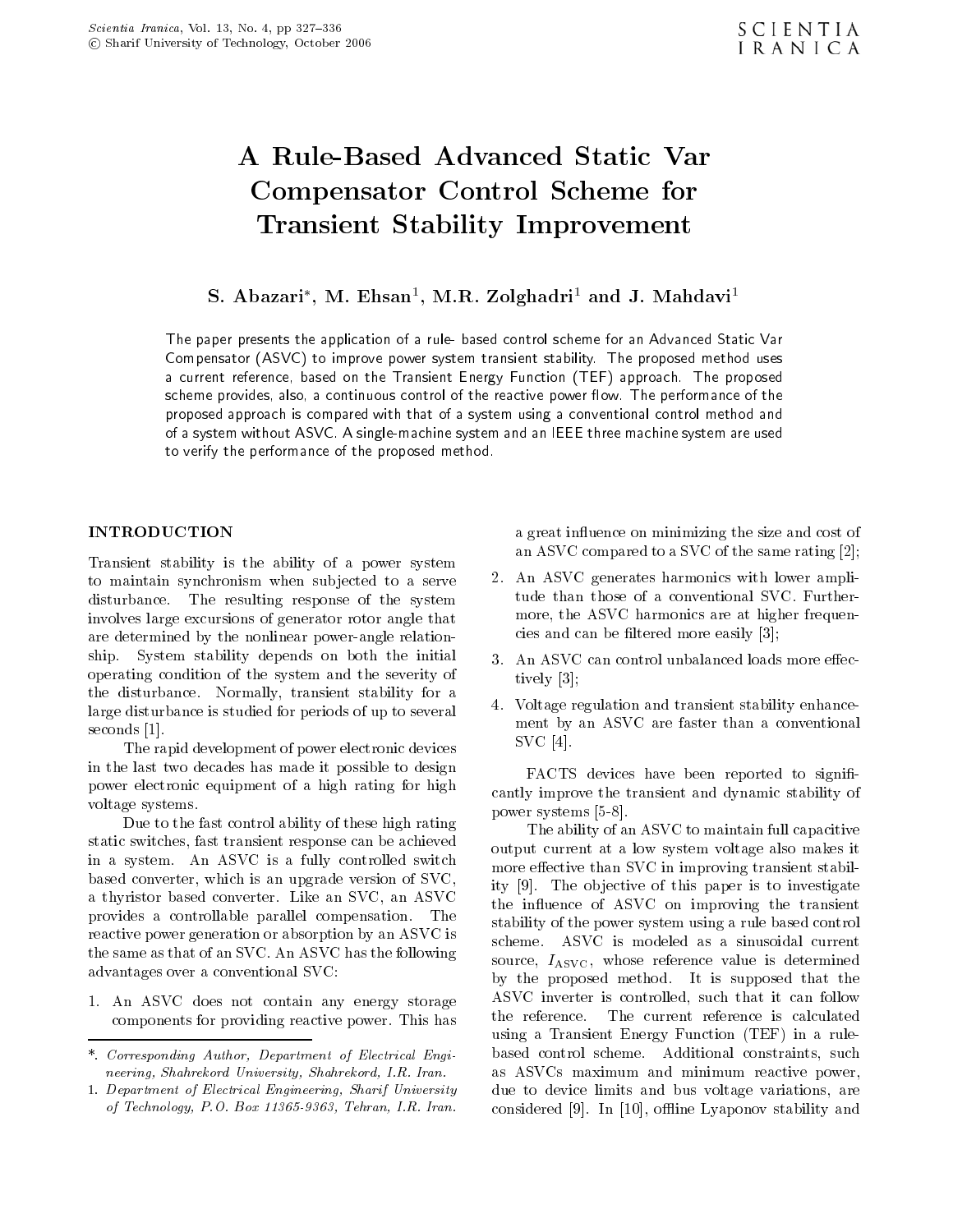// A Rule-Based Advanced Static Var Compensator Control Scheme for Transient Stability Improvement

# A Rule-Based Advanced Static Var Compensator Control Scheme for Transient Stability Improvement

**S. Abazari*, M. Ehsan[1], M.R. Zolghadri[1] and J. Mahdavi[1]**

The paper presents the application of a rule- based control scheme for an Advanced Static Var Compensator (ASVC) to improve power system transient stability. The proposed method uses a current reference, based on the Transient Energy Function (TEF) approach. The proposed scheme provides, also, a continuous control of the reactive power flow. The performance of the proposed approach is compared with that of a system using a conventional control method and of a system without ASVC. A single-machine system and an IEEE three machine system are used to verify the performance of the proposed method.

## INTRODUCTION

Transient stability is the ability of a power system to maintain synchronism when subjected to a serve disturbance. The resulting response of the system involves large excursions of generator rotor angle that are determined by the nonlinear power-angle relationship. System stability depends on both the initial operating condition of the system and the severity of the disturbance. Normally, transient stability for a large disturbance is studied for periods of up to several seconds [1].

The rapid development of power electronic devices in the last two decades has made it possible to design power electronic equipment of a high rating for high voltage systems.

Due to the fast control ability of these high rating static switches, fast transient response can be achieved in a system. An ASVC is a fully controlled switch based converter, which is an upgrade version of SVC, a thyristor based converter. Like an SVC, an ASVC provides a controllable parallel compensation. The reactive power generation or absorption by an ASVC is the same as that of an SVC. An ASVC has the following advantages over a conventional SVC:

1. An ASVC does not contain any energy storage components for providing reactive power. This has a great influence on minimizing the size and cost of an ASVC compared to a SVC of the same rating [2];
2. An ASVC generates harmonics with lower amplitude than those of a conventional SVC. Furthermore, the ASVC harmonics are at higher frequencies and can be filtered more easily [3];
3. An ASVC can control unbalanced loads more effectively [3];
4. Voltage regulation and transient stability enhancement by an ASVC are faster than a conventional SVC [4].

FACTS devices have been reported to significantly improve the transient and dynamic stability of power systems [5-8].

The ability of an ASVC to maintain full capacitive output current at a low system voltage also makes it more effective than SVC in improving transient stability [9]. The objective of this paper is to investigate the influence of ASVC on improving the transient stability of the power system using a rule based control scheme. ASVC is modeled as a sinusoidal current source, $I_{\text{ASVC}}$, whose reference value is determined by the proposed method. It is supposed that the ASVC inverter is controlled, such that it can follow the reference. The current reference is calculated using a Transient Energy Function (TEF) in a rule-based control scheme. Additional constraints, such as ASVCs maximum and minimum reactive power, due to device limits and bus voltage variations, are considered [9]. In [10], offline Lyaponov stability and

---

*. *Corresponding Author, Department of Electrical Engineering, Shahrekord University, Shahrekord, I.R. Iran.*

1. *Department of Electrical Engineering, Sharif University of Technology, P.O. Box 11365-9363, Tehran, I.R. Iran.*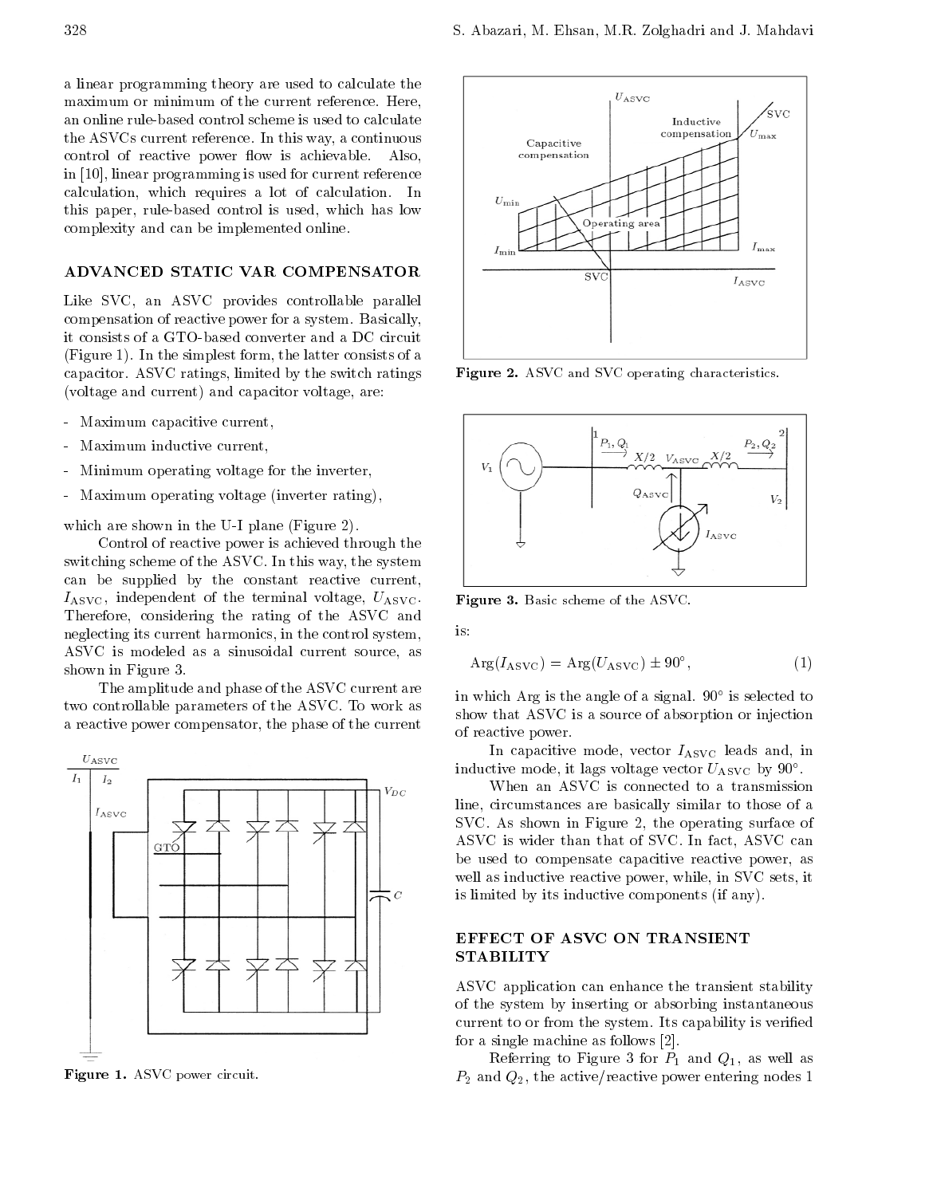a linear programming theory are used to calculate the maximum or minimum of the current reference. Here, an online rule-based control scheme is used to calculate the ASVCs current reference. In this way, a continuous control of reactive power flow is achievable. Also, in [10], linear programming is used for current reference calculation, which requires a lot of calculation. In this paper, rule-based control is used, which has low complexity and can be implemented online.

## ADVANCED STATIC VAR COMPENSATOR

Like SVC, an ASVC provides controllable parallel compensation of reactive power for a system. Basically, it consists of a GTO-based converter and a DC circuit (Figure 1). In the simplest form, the latter consists of a capacitor. ASVC ratings, limited by the switch ratings (voltage and current) and capacitor voltage, are:

- Maximum capacitive current,
- Maximum inductive current,
- Minimum operating voltage for the inverter,
- Maximum operating voltage (inverter rating),

which are shown in the U-I plane (Figure 2).

Control of reactive power is achieved through the switching scheme of the ASVC. In this way, the system can be supplied by the constant reactive current, $I_{\text{ASVC}}$, independent of the terminal voltage, $U_{\text{ASVC}}$. Therefore, considering the rating of the ASVC and neglecting its current harmonics, in the control system, ASVC is modeled as a sinusoidal current source, as shown in Figure 3.

The amplitude and phase of the ASVC current are two controllable parameters of the ASVC. To work as a reactive power compensator, the phase of the current

Figure 1. ASVC power circuit.

Figure 2. ASVC and SVC operating characteristics.

Figure 3. Basic scheme of the ASVC.

is:

$$\text{Arg}(I_{\text{ASVC}}) = \text{Arg}(U_{\text{ASVC}}) \pm 90^\circ, \tag{1}$$

in which Arg is the angle of a signal. $90^\circ$ is selected to show that ASVC is a source of absorption or injection of reactive power.

In capacitive mode, vector $I_{\text{ASVC}}$ leads and, in inductive mode, it lags voltage vector $U_{\text{ASVC}}$ by $90^\circ$.

When an ASVC is connected to a transmission line, circumstances are basically similar to those of a SVC. As shown in Figure 2, the operating surface of ASVC is wider than that of SVC. In fact, ASVC can be used to compensate capacitive reactive power, as well as inductive reactive power, while, in SVC sets, it is limited by its inductive components (if any).

## EFFECT OF ASVC ON TRANSIENT STABILITY

ASVC application can enhance the transient stability of the system by inserting or absorbing instantaneous current to or from the system. Its capability is verified for a single machine as follows [2].

Referring to Figure 3 for $P_1$ and $Q_1$, as well as $P_2$ and $Q_2$, the active/reactive power entering nodes 1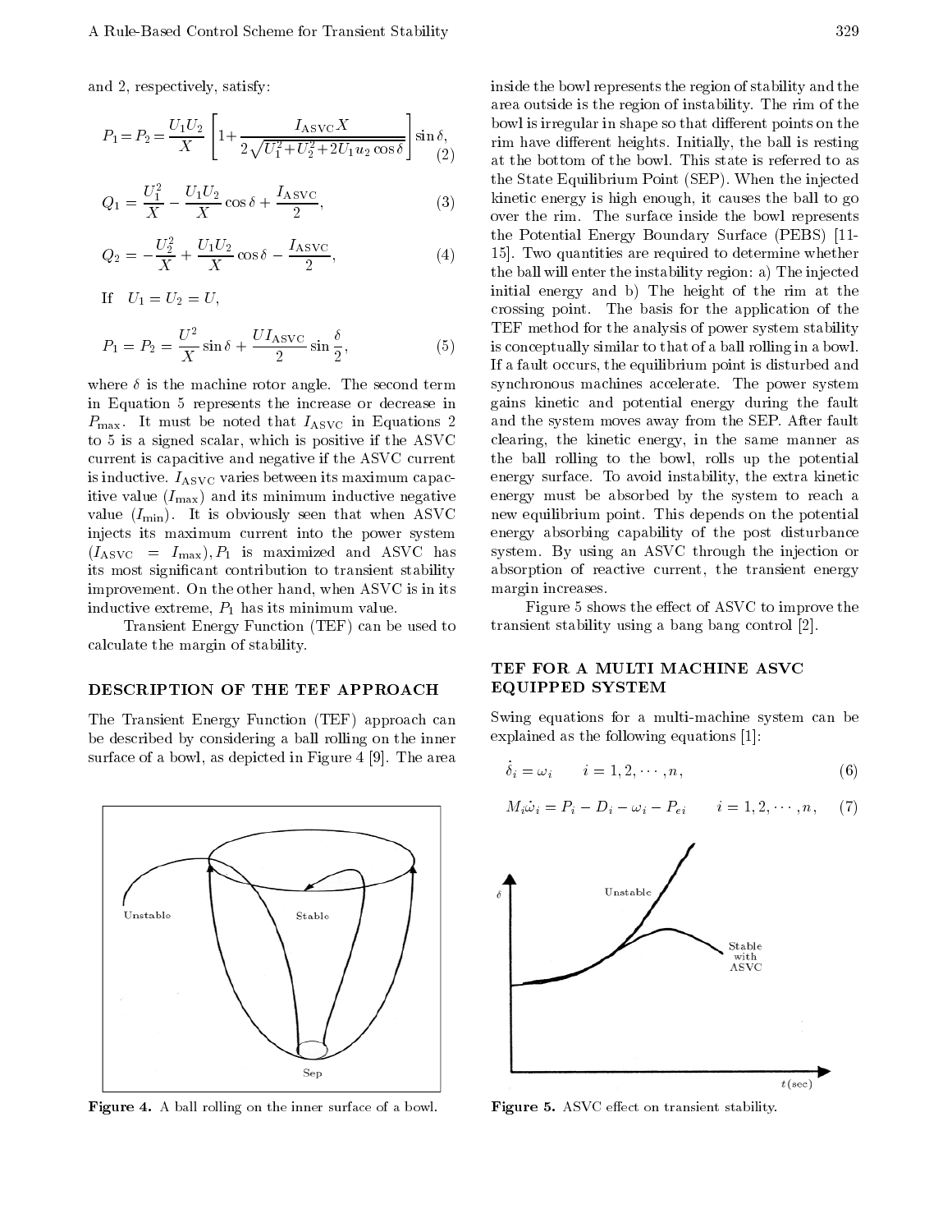and 2, respectively, satisfy:

$$P_1 = P_2 = \frac{U_1 U_2}{X}\left[1 + \frac{I_{\rm ASVC} X}{2\sqrt{U_1^2 + U_2^2 + 2U_1 u_2 \cos\delta}}\right]\sin\delta, \tag{2}$$

$$Q_1 = \frac{U_1^2}{X} - \frac{U_1 U_2}{X}\cos\delta + \frac{I_{\rm ASVC}}{2}, \tag{3}$$

$$Q_2 = -\frac{U_2^2}{X} + \frac{U_1 U_2}{X}\cos\delta - \frac{I_{\rm ASVC}}{2}, \tag{4}$$

If $U_1 = U_2 = U$,

$$P_1 = P_2 = \frac{U^2}{X}\sin\delta + \frac{U I_{\rm ASVC}}{2}\sin\frac{\delta}{2}, \tag{5}$$

where $\delta$ is the machine rotor angle. The second term in Equation 5 represents the increase or decrease in $P_{\max}$. It must be noted that $I_{\rm ASVC}$ in Equations 2 to 5 is a signed scalar, which is positive if the ASVC current is capacitive and negative if the ASVC current is inductive. $I_{\rm ASVC}$ varies between its maximum capacitive value ($I_{\max}$) and its minimum inductive negative value ($I_{\min}$). It is obviously seen that when ASVC injects its maximum current into the power system ($I_{\rm ASVC} = I_{\max}$), $P_1$ is maximized and ASVC has its most significant contribution to transient stability improvement. On the other hand, when ASVC is in its inductive extreme, $P_1$ has its minimum value.

Transient Energy Function (TEF) can be used to calculate the margin of stability.

## DESCRIPTION OF THE TEF APPROACH

The Transient Energy Function (TEF) approach can be described by considering a ball rolling on the inner surface of a bowl, as depicted in Figure 4 [9]. The area inside the bowl represents the region of stability and the area outside is the region of instability. The rim of the bowl is irregular in shape so that different points on the rim have different heights. Initially, the ball is resting at the bottom of the bowl. This state is referred to as the State Equilibrium Point (SEP). When the injected kinetic energy is high enough, it causes the ball to go over the rim. The surface inside the bowl represents the Potential Energy Boundary Surface (PEBS) [11-15]. Two quantities are required to determine whether the ball will enter the instability region: a) The injected initial energy and b) The height of the rim at the crossing point. The basis for the application of the TEF method for the analysis of power system stability is conceptually similar to that of a ball rolling in a bowl. If a fault occurs, the equilibrium point is disturbed and synchronous machines accelerate. The power system gains kinetic and potential energy during the fault and the system moves away from the SEP. After fault clearing, the kinetic energy, in the same manner as the ball rolling to the bowl, rolls up the potential energy surface. To avoid instability, the extra kinetic energy must be absorbed by the system to reach a new equilibrium point. This depends on the potential energy absorbing capability of the post disturbance system. By using an ASVC through the injection or absorption of reactive current, the transient energy margin increases.

Figure 5 shows the effect of ASVC to improve the transient stability using a bang bang control [2].

**Figure 4.** A ball rolling on the inner surface of a bowl.

## TEF FOR A MULTI MACHINE ASVC EQUIPPED SYSTEM

Swing equations for a multi-machine system can be explained as the following equations [1]:

$$\dot{\delta}_i = \omega_i \qquad i = 1, 2, \cdots, n, \tag{6}$$

$$M_i \dot{\omega}_i = P_i - D_i - \omega_i - P_{ei} \qquad i = 1, 2, \cdots, n, \tag{7}$$

**Figure 5.** ASVC effect on transient stability.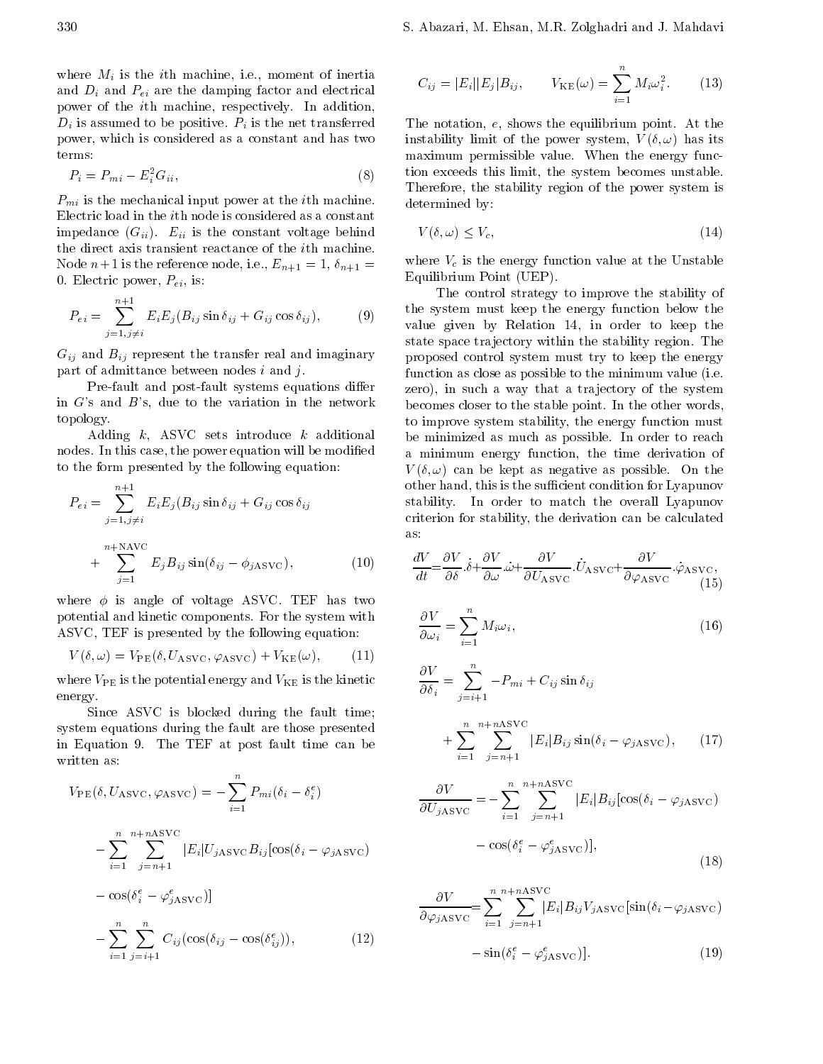where $M_i$ is the $i$th machine, i.e., moment of inertia and $D_i$ and $P_{ei}$ are the damping factor and electrical power of the $i$th machine, respectively. In addition, $D_i$ is assumed to be positive. $P_i$ is the net transferred power, which is considered as a constant and has two terms:

$$P_i = P_{mi} - E_i^2 G_{ii}, \tag{8}$$

$P_{mi}$ is the mechanical input power at the $i$th machine. Electric load in the $i$th node is considered as a constant impedance ($G_{ii}$). $E_{ii}$ is the constant voltage behind the direct axis transient reactance of the $i$th machine. Node $n+1$ is the reference node, i.e., $E_{n+1} = 1$, $\delta_{n+1} = 0$. Electric power, $P_{ei}$, is:

$$P_{ei} = \sum_{j=1, j\neq i}^{n+1} E_i E_j (B_{ij} \sin \delta_{ij} + G_{ij} \cos \delta_{ij}), \tag{9}$$

$G_{ij}$ and $B_{ij}$ represent the transfer real and imaginary part of admittance between nodes $i$ and $j$.

Pre-fault and post-fault systems equations differ in $G$'s and $B$'s, due to the variation in the network topology.

Adding $k$, ASVC sets introduce $k$ additional nodes. In this case, the power equation will be modified to the form presented by the following equation:

$$P_{ei} = \sum_{j=1, j\neq i}^{n+1} E_i E_j (B_{ij} \sin \delta_{ij} + G_{ij} \cos \delta_{ij} + \sum_{j=1}^{n+\mathrm{NAVC}} E_j B_{ij} \sin(\delta_{ij} - \phi_{j\mathrm{ASVC}}), \tag{10}$$

where $\phi$ is angle of voltage ASVC. TEF has two potential and kinetic components. For the system with ASVC, TEF is presented by the following equation:

$$V(\delta, \omega) = V_{\mathrm{PE}}(\delta, U_{\mathrm{ASVC}}, \varphi_{\mathrm{ASVC}}) + V_{\mathrm{KE}}(\omega), \tag{11}$$

where $V_{\mathrm{PE}}$ is the potential energy and $V_{\mathrm{KE}}$ is the kinetic energy.

Since ASVC is blocked during the fault time; system equations during the fault are those presented in Equation 9. The TEF at post fault time can be written as:

$$\begin{aligned} V_{\mathrm{PE}}(\delta, U_{\mathrm{ASVC}}, \varphi_{\mathrm{ASVC}}) = &-\sum_{i=1}^{n} P_{mi}(\delta_i - \delta_i^e) \\ &- \sum_{i=1}^{n} \sum_{j=n+1}^{n+n\mathrm{ASVC}} |E_i| U_{j\mathrm{ASVC}} B_{ij} [\cos(\delta_i - \varphi_{j\mathrm{ASVC}}) \\ &- \cos(\delta_i^e - \varphi_{j\mathrm{ASVC}}^e)] \\ &- \sum_{i=1}^{n} \sum_{j=i+1}^{n} C_{ij} (\cos(\delta_{ij} - \cos(\delta_{ij}^e)), \end{aligned} \tag{12}$$

$$C_{ij} = |E_i||E_j|B_{ij}, \qquad V_{\mathrm{KE}}(\omega) = \sum_{i=1}^{n} M_i \omega_i^2. \tag{13}$$

The notation, $e$, shows the equilibrium point. At the instability limit of the power system, $V(\delta, \omega)$ has its maximum permissible value. When the energy function exceeds this limit, the system becomes unstable. Therefore, the stability region of the power system is determined by:

$$V(\delta, \omega) \leq V_c, \tag{14}$$

where $V_c$ is the energy function value at the Unstable Equilibrium Point (UEP).

The control strategy to improve the stability of the system must keep the energy function below the value given by Relation 14, in order to keep the state space trajectory within the stability region. The proposed control system must try to keep the energy function as close as possible to the minimum value (i.e. zero), in such a way that a trajectory of the system becomes closer to the stable point. In the other words, to improve system stability, the energy function must be minimized as much as possible. In order to reach a minimum energy function, the time derivation of $V(\delta, \omega)$ can be kept as negative as possible. On the other hand, this is the sufficient condition for Lyapunov stability. In order to match the overall Lyapunov criterion for stability, the derivation can be calculated as:

$$\frac{dV}{dt} = \frac{\partial V}{\partial \delta}.\dot{\delta} + \frac{\partial V}{\partial \omega}.\dot{\omega} + \frac{\partial V}{\partial U_{\mathrm{ASVC}}}.\dot{U}_{\mathrm{ASVC}} + \frac{\partial V}{\partial \varphi_{\mathrm{ASVC}}}.\dot{\varphi}_{\mathrm{ASVC}}, \tag{15}$$

$$\frac{\partial V}{\partial \omega_i} = \sum_{i=1}^{n} M_i \omega_i, \tag{16}$$

$$\frac{\partial V}{\partial \delta_i} = \sum_{j=i+1}^{n} -P_{mi} + C_{ij} \sin \delta_{ij} + \sum_{i=1}^{n} \sum_{j=n+1}^{n+n\mathrm{ASVC}} |E_i| B_{ij} \sin(\delta_i - \varphi_{j\mathrm{ASVC}}), \tag{17}$$

$$\frac{\partial V}{\partial U_{j\mathrm{ASVC}}} = -\sum_{i=1}^{n} \sum_{j=n+1}^{n+n\mathrm{ASVC}} |E_i| B_{ij} [\cos(\delta_i - \varphi_{j\mathrm{ASVC}}) - \cos(\delta_i^e - \varphi_{j\mathrm{ASVC}}^e)], \tag{18}$$

$$\frac{\partial V}{\partial \varphi_{j\mathrm{ASVC}}} = \sum_{i=1}^{n} \sum_{j=n+1}^{n+n\mathrm{ASVC}} |E_i| B_{ij} V_{j\mathrm{ASVC}} [\sin(\delta_i - \varphi_{j\mathrm{ASVC}}) - \sin(\delta_i^e - \varphi_{j\mathrm{ASVC}}^e)]. \tag{19}$$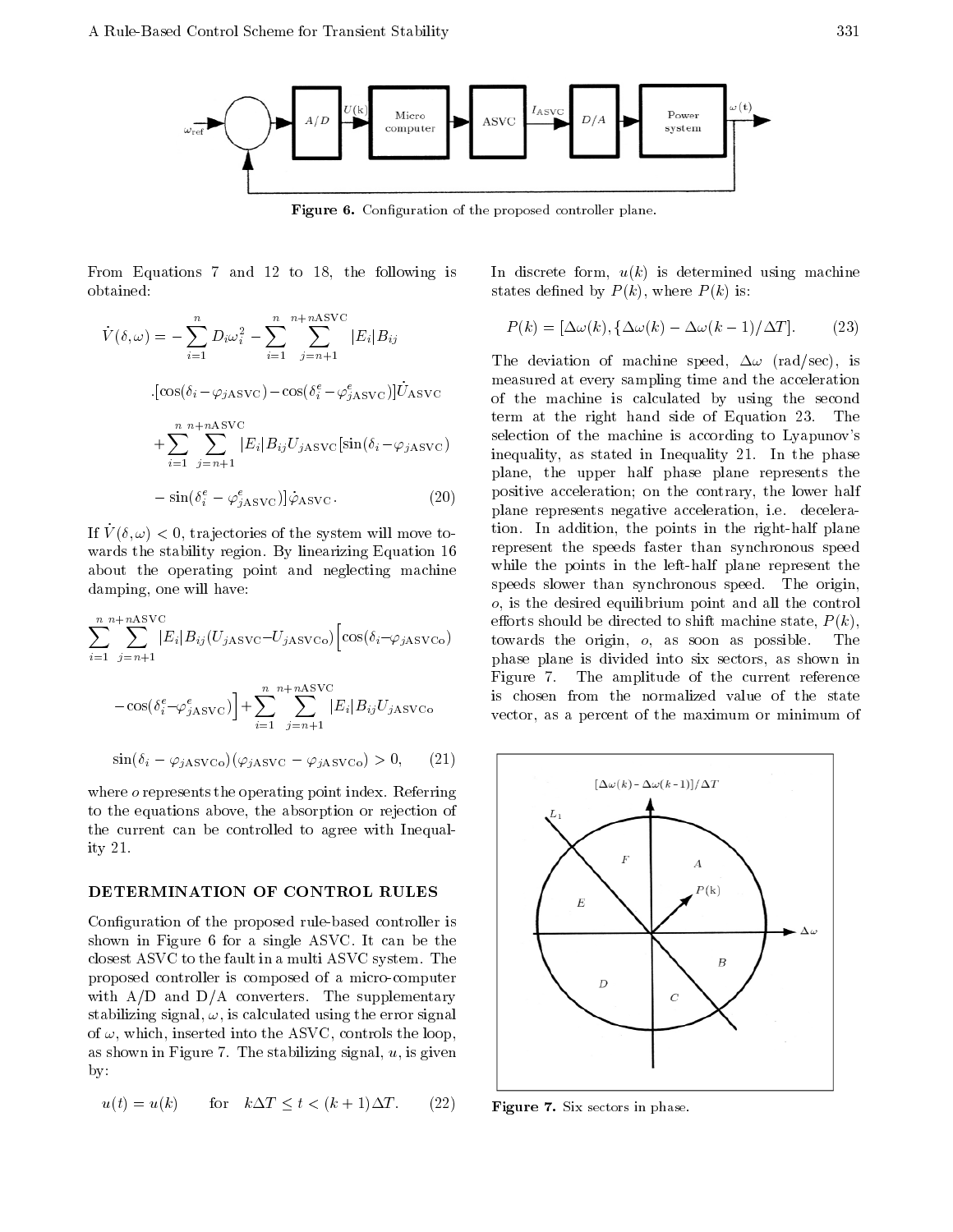Figure 6. Configuration of the proposed controller plane.

From Equations 7 and 12 to 18, the following is obtained:

$$\dot{V}(\delta,\omega) = -\sum_{i=1}^{n} D_i\omega_i^2 - \sum_{i=1}^{n}\sum_{j=n+1}^{n+n\mathrm{ASVC}} |E_i|B_{ij} .[\cos(\delta_i - \varphi_{j\mathrm{ASVC}}) - \cos(\delta_i^e - \varphi_{j\mathrm{ASVC}}^e)]\dot{U}_{\mathrm{ASVC}} + \sum_{i=1}^{n}\sum_{j=n+1}^{n+n\mathrm{ASVC}} |E_i|B_{ij}U_{j\mathrm{ASVC}}[\sin(\delta_i - \varphi_{j\mathrm{ASVC}}) - \sin(\delta_i^e - \varphi_{j\mathrm{ASVC}}^e)]\dot{\varphi}_{\mathrm{ASVC}}. \quad (20)$$

If $\dot{V}(\delta,\omega) < 0$, trajectories of the system will move towards the stability region. By linearizing Equation 16 about the operating point and neglecting machine damping, one will have:

$$\sum_{i=1}^{n}\sum_{j=n+1}^{n+n\mathrm{ASVC}} |E_i|B_{ij}(U_{j\mathrm{ASVC}} - U_{j\mathrm{ASVCo}})\Big[\cos(\delta_i - \varphi_{j\mathrm{ASVCo}}) - \cos(\delta_i^e - \varphi_{j\mathrm{ASVC}}^e)\Big] + \sum_{i=1}^{n}\sum_{j=n+1}^{n+n\mathrm{ASVC}} |E_i|B_{ij}U_{j\mathrm{ASVCo}} \sin(\delta_i - \varphi_{j\mathrm{ASVCo}})(\varphi_{j\mathrm{ASVC}} - \varphi_{j\mathrm{ASVCo}}) > 0, \quad (21)$$

where $o$ represents the operating point index. Referring to the equations above, the absorption or rejection of the current can be controlled to agree with Inequality 21.

## DETERMINATION OF CONTROL RULES

Configuration of the proposed rule-based controller is shown in Figure 6 for a single ASVC. It can be the closest ASVC to the fault in a multi ASVC system. The proposed controller is composed of a micro-computer with A/D and D/A converters. The supplementary stabilizing signal, $\omega$, is calculated using the error signal of $\omega$, which, inserted into the ASVC, controls the loop, as shown in Figure 7. The stabilizing signal, $u$, is given by:

$$u(t) = u(k) \qquad \text{for} \quad k\Delta T \leq t < (k+1)\Delta T. \quad (22)$$

In discrete form, $u(k)$ is determined using machine states defined by $P(k)$, where $P(k)$ is:

$$P(k) = [\Delta\omega(k), \{\Delta\omega(k) - \Delta\omega(k-1)/\Delta T]. \quad (23)$$

The deviation of machine speed, $\Delta\omega$ (rad/sec), is measured at every sampling time and the acceleration of the machine is calculated by using the second term at the right hand side of Equation 23. The selection of the machine is according to Lyapunov's inequality, as stated in Inequality 21. In the phase plane, the upper half phase plane represents the positive acceleration; on the contrary, the lower half plane represents negative acceleration, i.e. deceleration. In addition, the points in the right-half plane represent the speeds faster than synchronous speed while the points in the left-half plane represent the speeds slower than synchronous speed. The origin, $o$, is the desired equilibrium point and all the control efforts should be directed to shift machine state, $P(k)$, towards the origin, $o$, as soon as possible. The phase plane is divided into six sectors, as shown in Figure 7. The amplitude of the current reference is chosen from the normalized value of the state vector, as a percent of the maximum or minimum of

Figure 7. Six sectors in phase.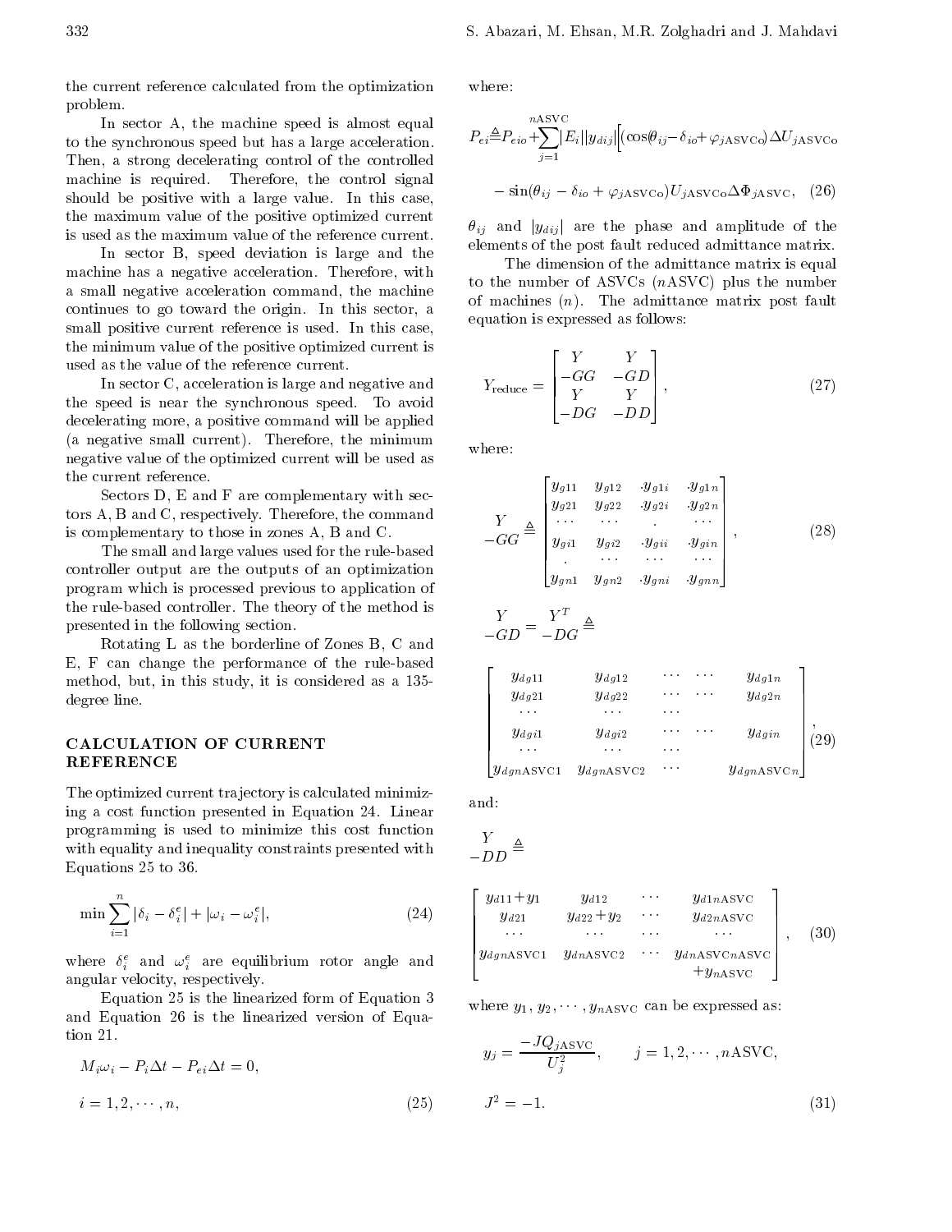the current reference calculated from the optimization problem.

In sector A, the machine speed is almost equal to the synchronous speed but has a large acceleration. Then, a strong decelerating control of the controlled machine is required. Therefore, the control signal should be positive with a large value. In this case, the maximum value of the positive optimized current is used as the maximum value of the reference current.

In sector B, speed deviation is large and the machine has a negative acceleration. Therefore, with a small negative acceleration command, the machine continues to go toward the origin. In this sector, a small positive current reference is used. In this case, the minimum value of the positive optimized current is used as the value of the reference current.

In sector C, acceleration is large and negative and the speed is near the synchronous speed. To avoid decelerating more, a positive command will be applied (a negative small current). Therefore, the minimum negative value of the optimized current will be used as the current reference.

Sectors D, E and F are complementary with sectors A, B and C, respectively. Therefore, the command is complementary to those in zones A, B and C.

The small and large values used for the rule-based controller output are the outputs of an optimization program which is processed previous to application of the rule-based controller. The theory of the method is presented in the following section.

Rotating L as the borderline of Zones B, C and E, F can change the performance of the rule-based method, but, in this study, it is considered as a 135-degree line.

## CALCULATION OF CURRENT REFERENCE

The optimized current trajectory is calculated minimizing a cost function presented in Equation 24. Linear programming is used to minimize this cost function with equality and inequality constraints presented with Equations 25 to 36.

$$\min \sum_{i=1}^{n} |\delta_i - \delta_i^e| + |\omega_i - \omega_i^e|, \tag{24}$$

where $\delta_i^e$ and $\omega_i^e$ are equilibrium rotor angle and angular velocity, respectively.

Equation 25 is the linearized form of Equation 3 and Equation 26 is the linearized version of Equation 21.

$$M_i\omega_i - P_i\Delta t - P_{ei}\Delta t = 0,$$

$$i = 1, 2, \cdots, n, \tag{25}$$

where:

$$P_{ei} \triangleq P_{eio} + \sum_{j=1}^{n\text{ASVC}} |E_i||y_{dij}|\Big[(\cos(\theta_{ij} - \delta_{io} + \varphi_{j\text{ASVCo}})\Delta U_{j\text{ASVCo}}$$

$$- \sin(\theta_{ij} - \delta_{io} + \varphi_{j\text{ASVCo}})U_{j\text{ASVCo}}\Delta\Phi_{j\text{ASVC}}, \tag{26}$$

$\theta_{ij}$ and $|y_{dij}|$ are the phase and amplitude of the elements of the post fault reduced admittance matrix.

The dimension of the admittance matrix is equal to the number of ASVCs ($n$ASVC) plus the number of machines ($n$). The admittance matrix post fault equation is expressed as follows:

$$Y_{\text{reduce}} = \begin{bmatrix} \underset{-GG}{Y} & \underset{-GD}{Y} \\ \underset{-DG}{Y} & \underset{-DD}{Y} \end{bmatrix}, \tag{27}$$

where:

$$\underset{-GG}{Y} \triangleq \begin{bmatrix} y_{g11} & y_{g12} & \cdot y_{g1i} & \cdot y_{g1n} \\ y_{g21} & y_{g22} & \cdot y_{g2i} & \cdot y_{g2n} \\ \cdots & \cdots & \cdot & \cdots \\ y_{gi1} & y_{gi2} & \cdot y_{gii} & \cdot y_{gin} \\ \cdot & \cdots & \cdots & \cdots \\ y_{gn1} & y_{gn2} & \cdot y_{gni} & \cdot y_{gnn} \end{bmatrix}, \tag{28}$$

$$\underset{-GD}{Y} = \underset{-DG}{Y^T} \triangleq$$

$$\begin{bmatrix} y_{dg11} & y_{dg12} & \cdots & \cdots & y_{dg1n} \\ y_{dg21} & y_{dg22} & \cdots & \cdots & y_{dg2n} \\ \cdots & \cdots & \cdots & & \\ y_{dgi1} & y_{dgi2} & \cdots & \cdots & y_{dgin} \\ \cdots & \cdots & \cdots & & \\ y_{dgn\text{ASVC}1} & y_{dgn\text{ASVC}2} & \cdots & & y_{dgn\text{ASVC}n} \end{bmatrix}, \tag{29}$$

and:

$$\underset{-DD}{Y} \triangleq$$

$$\begin{bmatrix} y_{d11}+y_1 & y_{d12} & \cdots & y_{d1n\text{ASVC}} \\ y_{d21} & y_{d22}+y_2 & \cdots & y_{d2n\text{ASVC}} \\ \cdots & \cdots & \cdots & \cdots \\ y_{dgn\text{ASVC}1} & y_{dn\text{ASVC}2} & \cdots & y_{dn\text{ASVC}n\text{ASVC}} + y_{n\text{ASVC}} \end{bmatrix}, \tag{30}$$

where $y_1, y_2, \cdots, y_{n\text{ASVC}}$ can be expressed as:

$$y_j = \frac{-JQ_{j\text{ASVC}}}{U_j^2}, \qquad j = 1, 2, \cdots, n\text{ASVC},$$

$$J^2 = -1. \tag{31}$$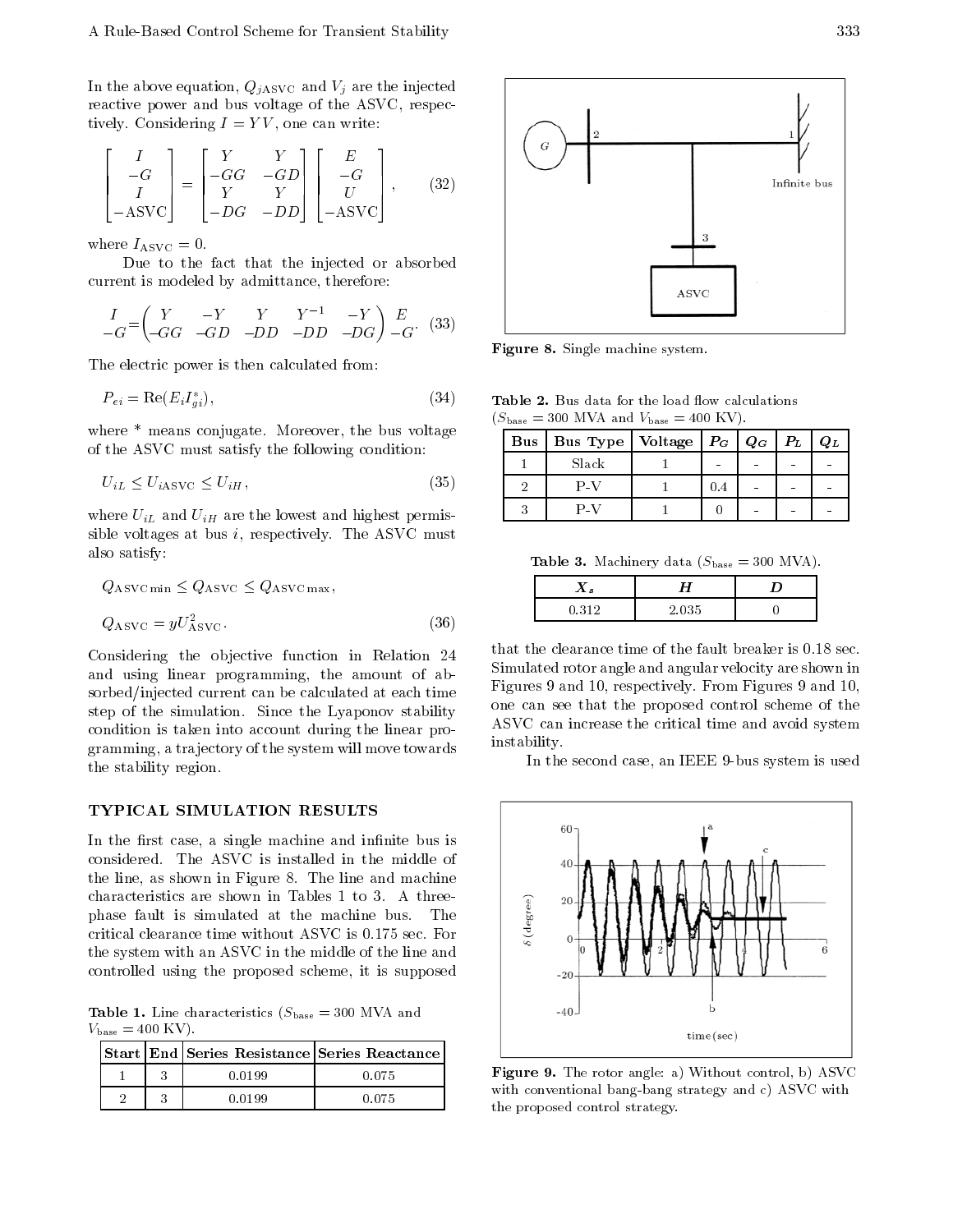In the above equation, $Q_{j\text{ASVC}}$ and $V_j$ are the injected reactive power and bus voltage of the ASVC, respectively. Considering $I = YV$, one can write:

$$\begin{bmatrix} I \\ -G \\ I \\ -\text{ASVC} \end{bmatrix} = \begin{bmatrix} Y & Y \\ -GG & -GD \\ Y & Y \\ -DG & -DD \end{bmatrix} \begin{bmatrix} E \\ -G \\ U \\ -\text{ASVC} \end{bmatrix}, \tag{32}$$

where $I_{\text{ASVC}} = 0$.

Due to the fact that the injected or absorbed current is modeled by admittance, therefore:

$$\underset{-G}{I} = \begin{pmatrix} Y & -Y & Y & Y^{-1} & -Y \\ -GG & -GD & -DD & -DD & -DG \end{pmatrix} \underset{-G}{E}. \tag{33}$$

The electric power is then calculated from:

$$P_{ei} = \text{Re}(E_i I_{gi}^*), \tag{34}$$

where * means conjugate. Moreover, the bus voltage of the ASVC must satisfy the following condition:

$$U_{iL} \leq U_{i\text{ASVC}} \leq U_{iH}, \tag{35}$$

where $U_{iL}$ and $U_{iH}$ are the lowest and highest permissible voltages at bus $i$, respectively. The ASVC must also satisfy:

$$Q_{\text{ASVC}\min} \leq Q_{\text{ASVC}} \leq Q_{\text{ASVC}\max},$$

$$Q_{\text{ASVC}} = yU_{\text{ASVC}}^2. \tag{36}$$

Considering the objective function in Relation 24 and using linear programming, the amount of absorbed/injected current can be calculated at each time step of the simulation. Since the Lyaponov stability condition is taken into account during the linear programming, a trajectory of the system will move towards the stability region.

## TYPICAL SIMULATION RESULTS

In the first case, a single machine and infinite bus is considered. The ASVC is installed in the middle of the line, as shown in Figure 8. The line and machine characteristics are shown in Tables 1 to 3. A three-phase fault is simulated at the machine bus. The critical clearance time without ASVC is 0.175 sec. For the system with an ASVC in the middle of the line and controlled using the proposed scheme, it is supposed that the clearance time of the fault breaker is 0.18 sec. Simulated rotor angle and angular velocity are shown in Figures 9 and 10, respectively. From Figures 9 and 10, one can see that the proposed control scheme of the ASVC can increase the critical time and avoid system instability.

In the second case, an IEEE 9-bus system is used

**Table 1.** Line characteristics ($S_{\text{base}} = 300$ MVA and $V_{\text{base}} = 400$ KV).

| Start | End | Series Resistance | Series Reactance |
|---|---|---|---|
| 1 | 3 | 0.0199 | 0.075 |
| 2 | 3 | 0.0199 | 0.075 |

**Figure 8.** Single machine system.

**Table 2.** Bus data for the load flow calculations ($S_{\text{base}} = 300$ MVA and $V_{\text{base}} = 400$ KV).

| Bus | Bus Type | Voltage | $P_G$ | $Q_G$ | $P_L$ | $Q_L$ |
|---|---|---|---|---|---|---|
| 1 | Slack | 1 | - | - | - | - |
| 2 | P-V | 1 | 0.4 | - | - | - |
| 3 | P-V | 1 | 0 | - | - | - |

**Table 3.** Machinery data ($S_{\text{base}} = 300$ MVA).

| $X_s$ | $H$ | $D$ |
|---|---|---|
| 0.312 | 2.035 | 0 |

**Figure 9.** The rotor angle: a) Without control, b) ASVC with conventional bang-bang strategy and c) ASVC with the proposed control strategy.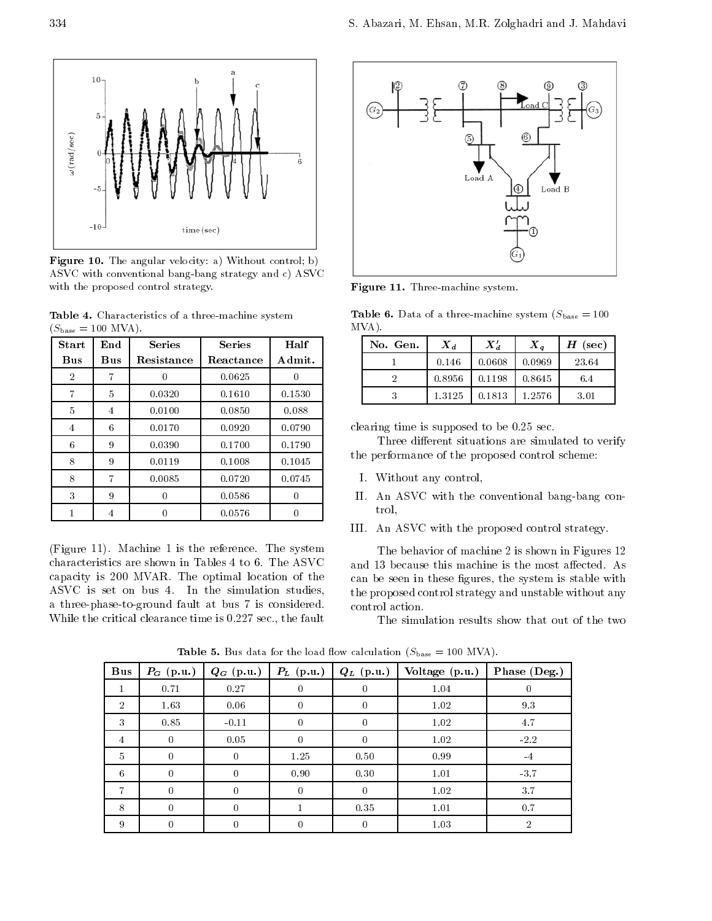Figure 10. The angular velocity: a) Without control; b) ASVC with conventional bang-bang strategy and c) ASVC with the proposed control strategy.

Table 4. Characteristics of a three-machine system ($S_{\text{base}} = 100$ MVA).

| Start Bus | End Bus | Series Resistance | Series Reactance | Half Admit. |
|---|---|---|---|---|
| 2 | 7 | 0 | 0.0625 | 0 |
| 7 | 5 | 0.0320 | 0.1610 | 0.1530 |
| 5 | 4 | 0.0100 | 0.0850 | 0.088 |
| 4 | 6 | 0.0170 | 0.0920 | 0.0790 |
| 6 | 9 | 0.0390 | 0.1700 | 0.1790 |
| 8 | 9 | 0.0119 | 0.1008 | 0.1045 |
| 8 | 7 | 0.0085 | 0.0720 | 0.0745 |
| 3 | 9 | 0 | 0.0586 | 0 |
| 1 | 4 | 0 | 0.0576 | 0 |

(Figure 11). Machine 1 is the reference. The system characteristics are shown in Tables 4 to 6. The ASVC capacity is 200 MVAR. The optimal location of the ASVC is set on bus 4. In the simulation studies, a three-phase-to-ground fault at bus 7 is considered. While the critical clearance time is 0.227 sec., the fault clearing time is supposed to be 0.25 sec.

Figure 11. Three-machine system.

Table 6. Data of a three-machine system ($S_{\text{base}} = 100$ MVA).

| No. Gen. | $X_d$ | $X'_d$ | $X_q$ | $H$ (sec) |
|---|---|---|---|---|
| 1 | 0.146 | 0.0608 | 0.0969 | 23.64 |
| 2 | 0.8956 | 0.1198 | 0.8645 | 6.4 |
| 3 | 1.3125 | 0.1813 | 1.2576 | 3.01 |

Three different situations are simulated to verify the performance of the proposed control scheme:

I. Without any control,

II. An ASVC with the conventional bang-bang control,

III. An ASVC with the proposed control strategy.

The behavior of machine 2 is shown in Figures 12 and 13 because this machine is the most affected. As can be seen in these figures, the system is stable with the proposed control strategy and unstable without any control action.

The simulation results show that out of the two

Table 5. Bus data for the load flow calculation ($S_{\text{base}} = 100$ MVA).

| Bus | $P_G$ (p.u.) | $Q_G$ (p.u.) | $P_L$ (p.u.) | $Q_L$ (p.u.) | Voltage (p.u.) | Phase (Deg.) |
|---|---|---|---|---|---|---|
| 1 | 0.71 | 0.27 | 0 | 0 | 1.04 | 0 |
| 2 | 1.63 | 0.06 | 0 | 0 | 1.02 | 9.3 |
| 3 | 0.85 | -0.11 | 0 | 0 | 1.02 | 4.7 |
| 4 | 0 | 0.05 | 0 | 0 | 1.02 | -2.2 |
| 5 | 0 | 0 | 1.25 | 0.50 | 0.99 | -4 |
| 6 | 0 | 0 | 0.90 | 0.30 | 1.01 | -3.7 |
| 7 | 0 | 0 | 0 | 0 | 1.02 | 3.7 |
| 8 | 0 | 0 | 1 | 0.35 | 1.01 | 0.7 |
| 9 | 0 | 0 | 0 | 0 | 1.03 | 2 |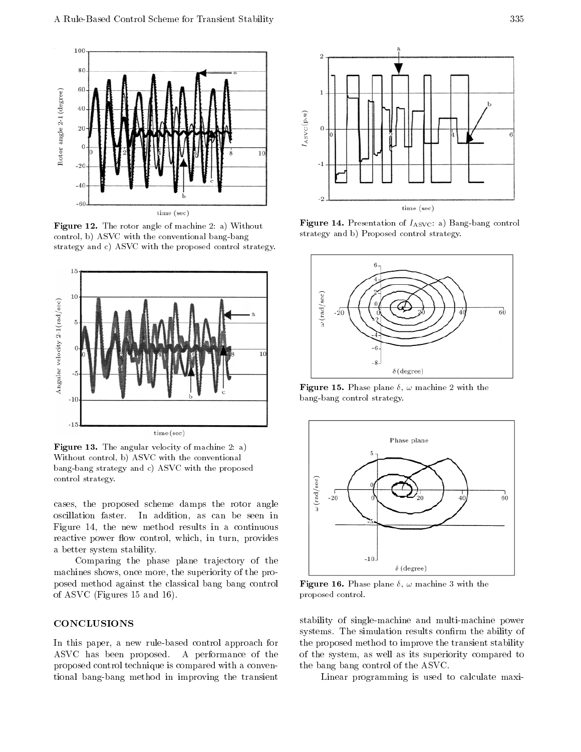Figure 12. The rotor angle of machine 2: a) Without control, b) ASVC with the conventional bang-bang strategy and c) ASVC with the proposed control strategy.

Figure 13. The angular velocity of machine 2: a) Without control, b) ASVC with the conventional bang-bang strategy and c) ASVC with the proposed control strategy.

cases, the proposed scheme damps the rotor angle oscillation faster. In addition, as can be seen in Figure 14, the new method results in a continuous reactive power flow control, which, in turn, provides a better system stability.

Comparing the phase plane trajectory of the machines shows, once more, the superiority of the proposed method against the classical bang bang control of ASVC (Figures 15 and 16).

Figure 14. Presentation of $I_{\mathrm{ASVC}}$: a) Bang-bang control strategy and b) Proposed control strategy.

Figure 15. Phase plane $\delta$, $\omega$ machine 2 with the bang-bang control strategy.

Figure 16. Phase plane $\delta$, $\omega$ machine 3 with the proposed control.

## CONCLUSIONS

In this paper, a new rule-based control approach for ASVC has been proposed. A performance of the proposed control technique is compared with a conventional bang-bang method in improving the transient stability of single-machine and multi-machine power systems. The simulation results confirm the ability of the proposed method to improve the transient stability of the system, as well as its superiority compared to the bang bang control of the ASVC.

Linear programming is used to calculate maxi-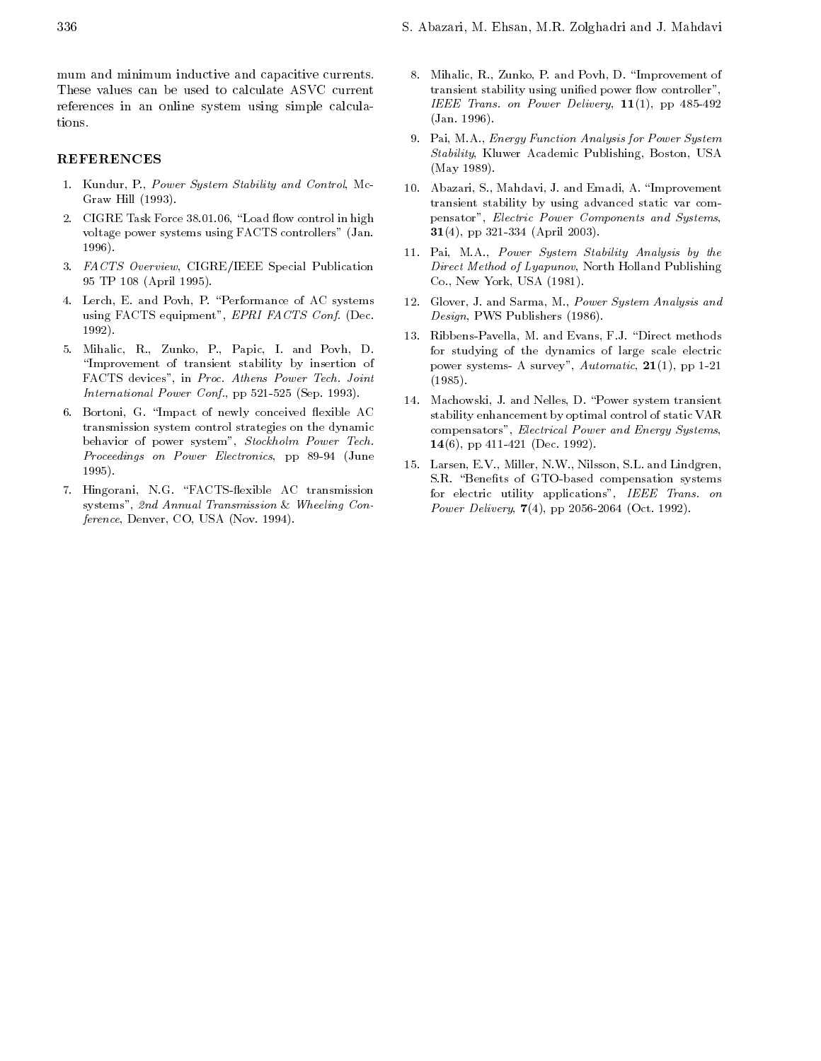mum and minimum inductive and capacitive currents. These values can be used to calculate ASVC current references in an online system using simple calculations.

## REFERENCES

1. Kundur, P., *Power System Stability and Control*, McGraw Hill (1993).
2. CIGRE Task Force 38.01.06, "Load flow control in high voltage power systems using FACTS controllers" (Jan. 1996).
3. *FACTS Overview*, CIGRE/IEEE Special Publication 95 TP 108 (April 1995).
4. Lerch, E. and Povh, P. "Performance of AC systems using FACTS equipment", *EPRI FACTS Conf.* (Dec. 1992).
5. Mihalic, R., Zunko, P., Papic, I. and Povh, D. "Improvement of transient stability by insertion of FACTS devices", in *Proc. Athens Power Tech. Joint International Power Conf.*, pp 521-525 (Sep. 1993).
6. Bortoni, G. "Impact of newly conceived flexible AC transmission system control strategies on the dynamic behavior of power system", *Stockholm Power Tech. Proceedings on Power Electronics*, pp 89-94 (June 1995).
7. Hingorani, N.G. "FACTS-flexible AC transmission systems", *2nd Annual Transmission & Wheeling Conference*, Denver, CO, USA (Nov. 1994).
8. Mihalic, R., Zunko, P. and Povh, D. "Improvement of transient stability using unified power flow controller", *IEEE Trans. on Power Delivery*, **11**(1), pp 485-492 (Jan. 1996).
9. Pai, M.A., *Energy Function Analysis for Power System Stability*, Kluwer Academic Publishing, Boston, USA (May 1989).
10. Abazari, S., Mahdavi, J. and Emadi, A. "Improvement transient stability by using advanced static var compensator", *Electric Power Components and Systems*, **31**(4), pp 321-334 (April 2003).
11. Pai, M.A., *Power System Stability Analysis by the Direct Method of Lyapunov*, North Holland Publishing Co., New York, USA (1981).
12. Glover, J. and Sarma, M., *Power System Analysis and Design*, PWS Publishers (1986).
13. Ribbens-Pavella, M. and Evans, F.J. "Direct methods for studying of the dynamics of large scale electric power systems- A survey", *Automatic*, **21**(1), pp 1-21 (1985).
14. Machowski, J. and Nelles, D. "Power system transient stability enhancement by optimal control of static VAR compensators", *Electrical Power and Energy Systems*, **14**(6), pp 411-421 (Dec. 1992).
15. Larsen, E.V., Miller, N.W., Nilsson, S.L. and Lindgren, S.R. "Benefits of GTO-based compensation systems for electric utility applications", *IEEE Trans. on Power Delivery*, **7**(4), pp 2056-2064 (Oct. 1992).